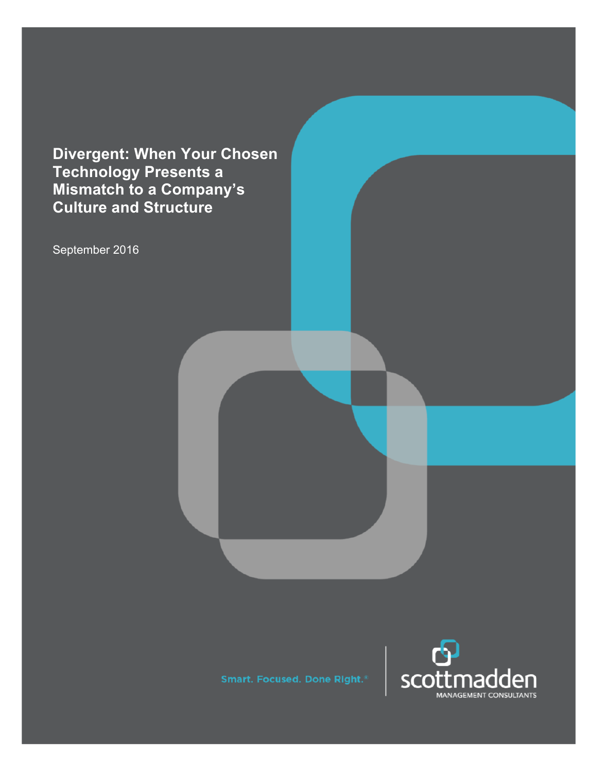# Divergent: When Your Chosen Technology Presents a Mismatch to a Company's Culture and Structure

September 2016

Smart. Focused. Done Right.®

scottmadden

MANAGEMENT CONSULTANTS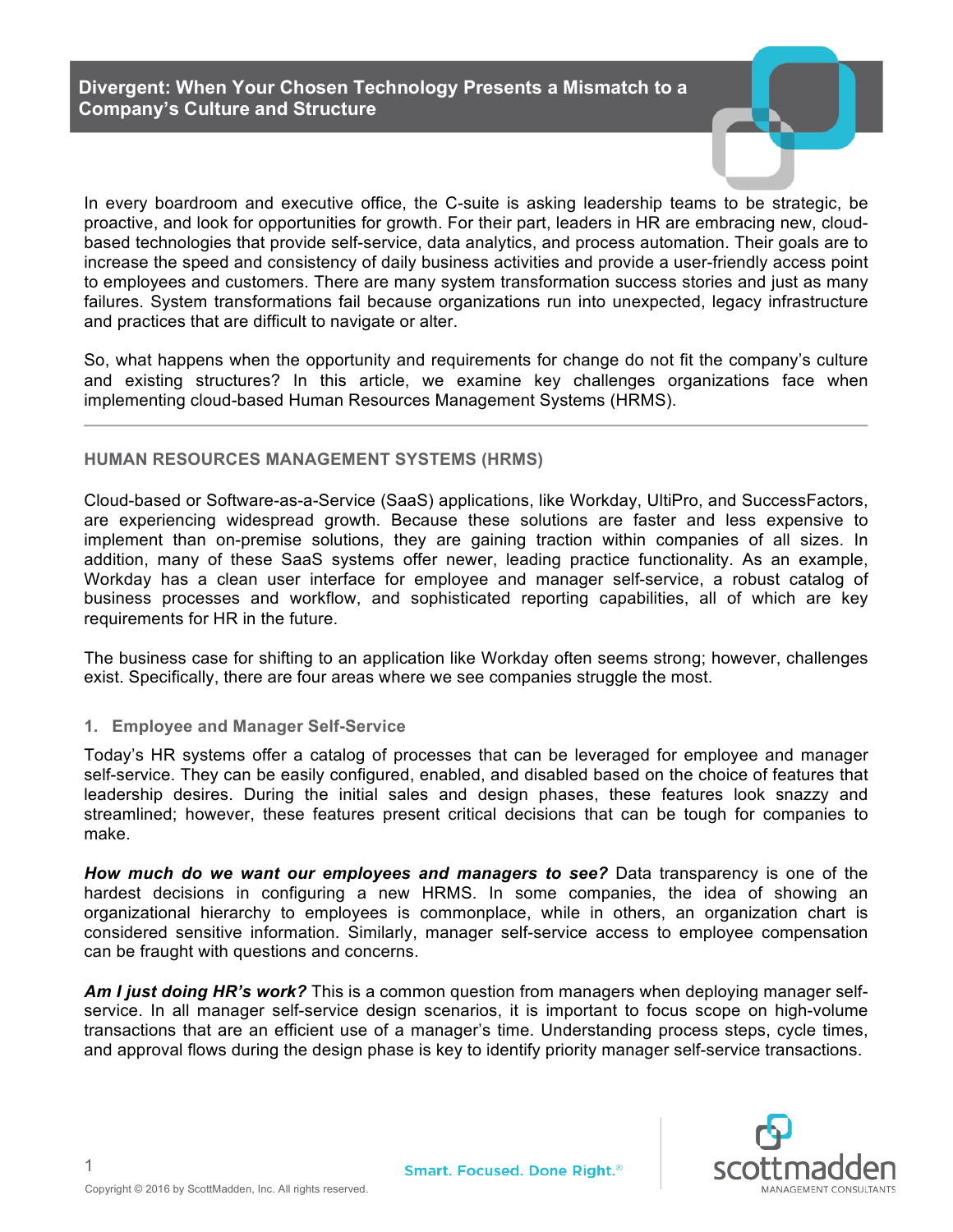# Divergent: When Your Chosen Technology Presents a Mismatch to a Company's Culture and Structure

In every boardroom and executive office, the C-suite is asking leadership teams to be strategic, be proactive, and look for opportunities for growth. For their part, leaders in HR are embracing new, cloud-based technologies that provide self-service, data analytics, and process automation. Their goals are to increase the speed and consistency of daily business activities and provide a user-friendly access point to employees and customers. There are many system transformation success stories and just as many failures. System transformations fail because organizations run into unexpected, legacy infrastructure and practices that are difficult to navigate or alter.

So, what happens when the opportunity and requirements for change do not fit the company's culture and existing structures? In this article, we examine key challenges organizations face when implementing cloud-based Human Resources Management Systems (HRMS).

---

## HUMAN RESOURCES MANAGEMENT SYSTEMS (HRMS)

Cloud-based or Software-as-a-Service (SaaS) applications, like Workday, UltiPro, and SuccessFactors, are experiencing widespread growth. Because these solutions are faster and less expensive to implement than on-premise solutions, they are gaining traction within companies of all sizes. In addition, many of these SaaS systems offer newer, leading practice functionality. As an example, Workday has a clean user interface for employee and manager self-service, a robust catalog of business processes and workflow, and sophisticated reporting capabilities, all of which are key requirements for HR in the future.

The business case for shifting to an application like Workday often seems strong; however, challenges exist. Specifically, there are four areas where we see companies struggle the most.

### 1. Employee and Manager Self-Service

Today's HR systems offer a catalog of processes that can be leveraged for employee and manager self-service. They can be easily configured, enabled, and disabled based on the choice of features that leadership desires. During the initial sales and design phases, these features look snazzy and streamlined; however, these features present critical decisions that can be tough for companies to make.

***How much do we want our employees and managers to see?*** Data transparency is one of the hardest decisions in configuring a new HRMS. In some companies, the idea of showing an organizational hierarchy to employees is commonplace, while in others, an organization chart is considered sensitive information. Similarly, manager self-service access to employee compensation can be fraught with questions and concerns.

***Am I just doing HR's work?*** This is a common question from managers when deploying manager self-service. In all manager self-service design scenarios, it is important to focus scope on high-volume transactions that are an efficient use of a manager's time. Understanding process steps, cycle times, and approval flows during the design phase is key to identify priority manager self-service transactions.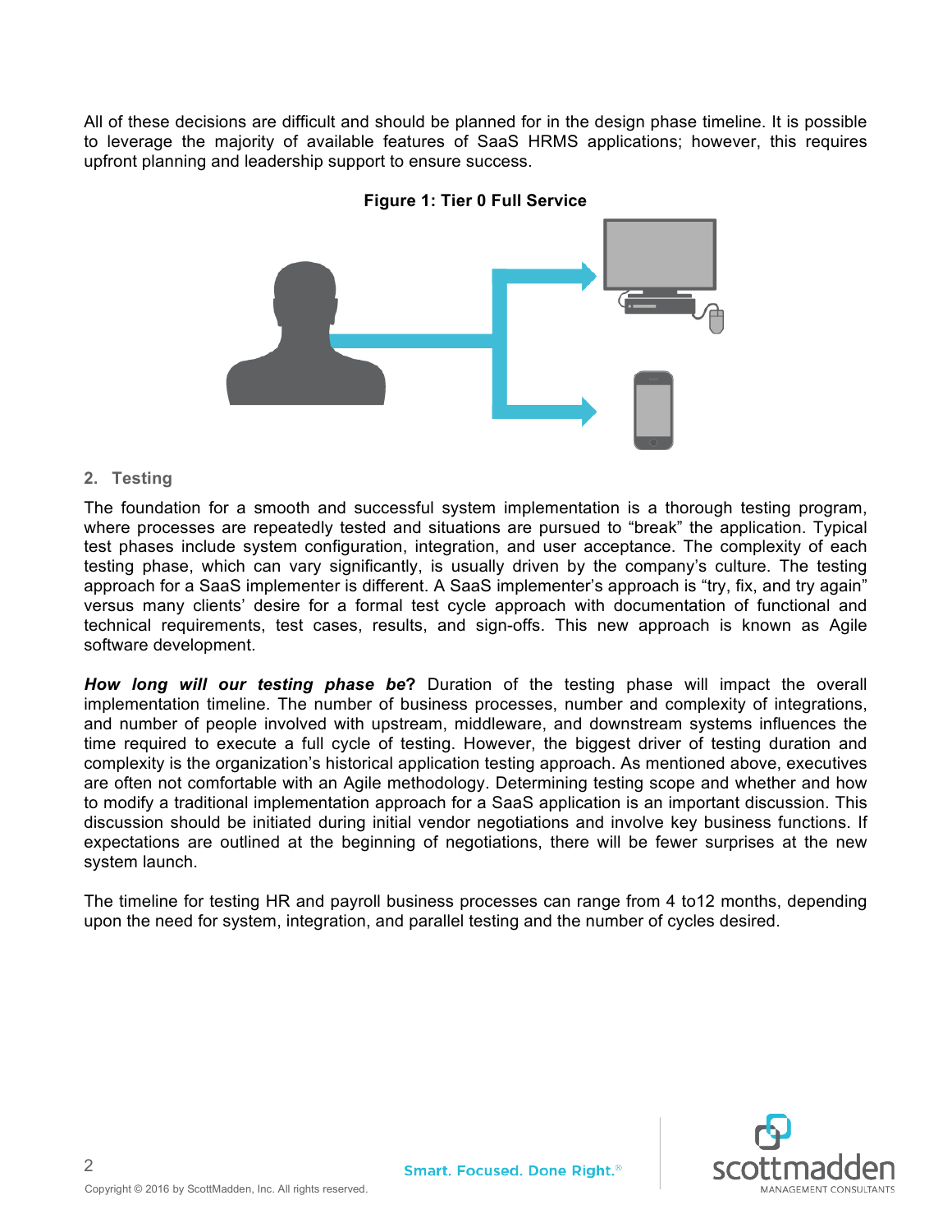All of these decisions are difficult and should be planned for in the design phase timeline. It is possible to leverage the majority of available features of SaaS HRMS applications; however, this requires upfront planning and leadership support to ensure success.

**Figure 1: Tier 0 Full Service**

## 2. Testing

The foundation for a smooth and successful system implementation is a thorough testing program, where processes are repeatedly tested and situations are pursued to "break" the application. Typical test phases include system configuration, integration, and user acceptance. The complexity of each testing phase, which can vary significantly, is usually driven by the company's culture. The testing approach for a SaaS implementer is different. A SaaS implementer's approach is "try, fix, and try again" versus many clients' desire for a formal test cycle approach with documentation of functional and technical requirements, test cases, results, and sign-offs. This new approach is known as Agile software development.

***How long will our testing phase be*?** Duration of the testing phase will impact the overall implementation timeline. The number of business processes, number and complexity of integrations, and number of people involved with upstream, middleware, and downstream systems influences the time required to execute a full cycle of testing. However, the biggest driver of testing duration and complexity is the organization's historical application testing approach. As mentioned above, executives are often not comfortable with an Agile methodology. Determining testing scope and whether and how to modify a traditional implementation approach for a SaaS application is an important discussion. This discussion should be initiated during initial vendor negotiations and involve key business functions. If expectations are outlined at the beginning of negotiations, there will be fewer surprises at the new system launch.

The timeline for testing HR and payroll business processes can range from 4 to12 months, depending upon the need for system, integration, and parallel testing and the number of cycles desired.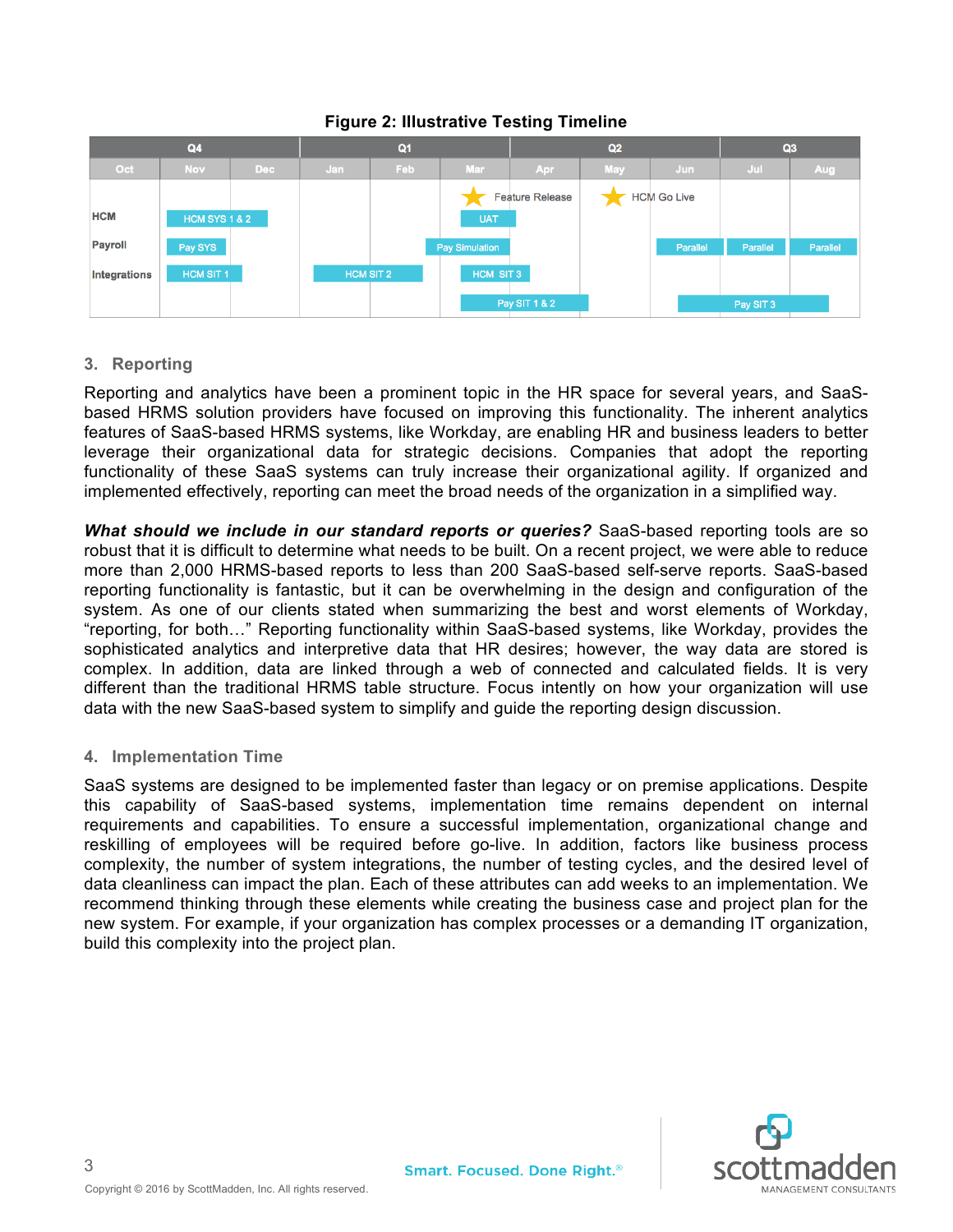**Figure 2: Illustrative Testing Timeline**

| | Q4 | | | Q1 | | | Q2 | | | Q3 | |
|---|---|---|---|---|---|---|---|---|---|---|---|
| | Oct | Nov | Dec | Jan | Feb | Mar | Apr | May | Jun | Jul | Aug |
| | | | | | | ★ Feature Release | | ★ HCM Go Live | | | |
| HCM | | HCM SYS 1 & 2 | HCM SYS 1 & 2 | | | UAT | | | | | |
| Payroll | | Pay SYS | | | Pay Simulation | Pay Simulation | | | Parallel | Parallel | Parallel |
| Integrations | | HCM SIT 1 | | HCM SIT 2 | HCM SIT 2 | HCM SIT 3 | HCM SIT 3 | | | | |
| | | | | | | Pay SIT 1 & 2 | Pay SIT 1 & 2 | | Pay SIT 3 | Pay SIT 3 | |

## 3. Reporting

Reporting and analytics have been a prominent topic in the HR space for several years, and SaaS-based HRMS solution providers have focused on improving this functionality. The inherent analytics features of SaaS-based HRMS systems, like Workday, are enabling HR and business leaders to better leverage their organizational data for strategic decisions. Companies that adopt the reporting functionality of these SaaS systems can truly increase their organizational agility. If organized and implemented effectively, reporting can meet the broad needs of the organization in a simplified way.

***What should we include in our standard reports or queries?*** SaaS-based reporting tools are so robust that it is difficult to determine what needs to be built. On a recent project, we were able to reduce more than 2,000 HRMS-based reports to less than 200 SaaS-based self-serve reports. SaaS-based reporting functionality is fantastic, but it can be overwhelming in the design and configuration of the system. As one of our clients stated when summarizing the best and worst elements of Workday, "reporting, for both…" Reporting functionality within SaaS-based systems, like Workday, provides the sophisticated analytics and interpretive data that HR desires; however, the way data are stored is complex. In addition, data are linked through a web of connected and calculated fields. It is very different than the traditional HRMS table structure. Focus intently on how your organization will use data with the new SaaS-based system to simplify and guide the reporting design discussion.

## 4. Implementation Time

SaaS systems are designed to be implemented faster than legacy or on premise applications. Despite this capability of SaaS-based systems, implementation time remains dependent on internal requirements and capabilities. To ensure a successful implementation, organizational change and reskilling of employees will be required before go-live. In addition, factors like business process complexity, the number of system integrations, the number of testing cycles, and the desired level of data cleanliness can impact the plan. Each of these attributes can add weeks to an implementation. We recommend thinking through these elements while creating the business case and project plan for the new system. For example, if your organization has complex processes or a demanding IT organization, build this complexity into the project plan.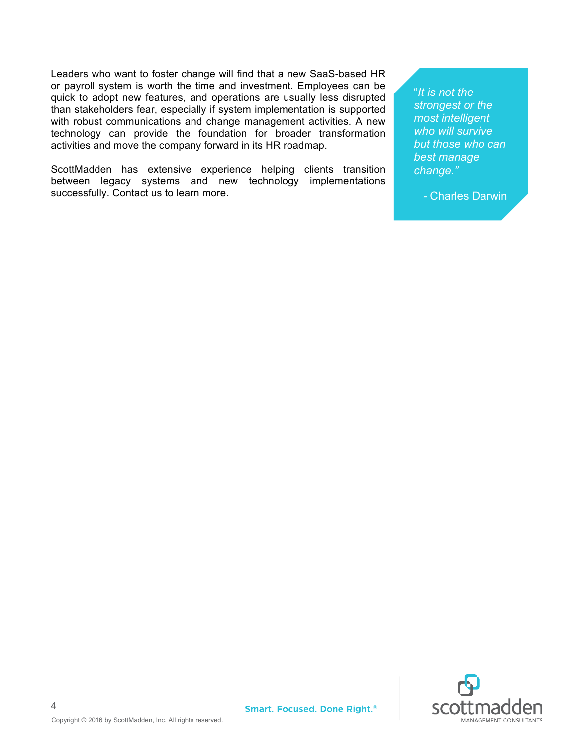Leaders who want to foster change will find that a new SaaS-based HR or payroll system is worth the time and investment. Employees can be quick to adopt new features, and operations are usually less disrupted than stakeholders fear, especially if system implementation is supported with robust communications and change management activities. A new technology can provide the foundation for broader transformation activities and move the company forward in its HR roadmap.

ScottMadden has extensive experience helping clients transition between legacy systems and new technology implementations successfully. Contact us to learn more.

> *"It is not the strongest or the most intelligent who will survive but those who can best manage change."*
>
> \- Charles Darwin